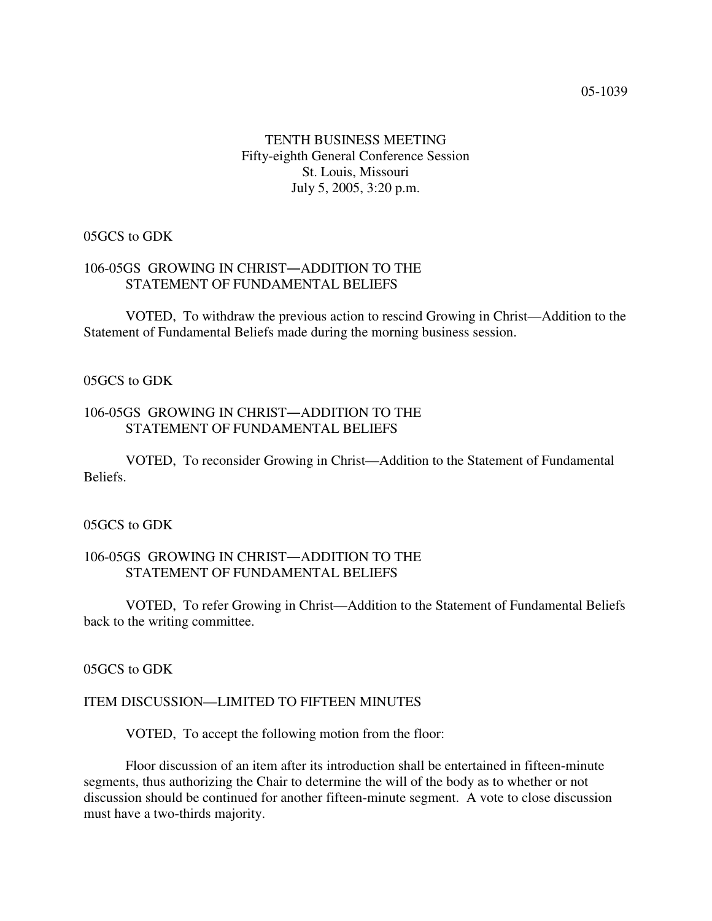05-1039

# TENTH BUSINESS MEETING
Fifty-eighth General Conference Session
St. Louis, Missouri
July 5, 2005, 3:20 p.m.

05GCS to GDK

106-05GS GROWING IN CHRIST—ADDITION TO THE STATEMENT OF FUNDAMENTAL BELIEFS

VOTED, To withdraw the previous action to rescind Growing in Christ—Addition to the Statement of Fundamental Beliefs made during the morning business session.

05GCS to GDK

106-05GS GROWING IN CHRIST—ADDITION TO THE STATEMENT OF FUNDAMENTAL BELIEFS

VOTED, To reconsider Growing in Christ—Addition to the Statement of Fundamental Beliefs.

05GCS to GDK

106-05GS GROWING IN CHRIST—ADDITION TO THE STATEMENT OF FUNDAMENTAL BELIEFS

VOTED, To refer Growing in Christ—Addition to the Statement of Fundamental Beliefs back to the writing committee.

05GCS to GDK

ITEM DISCUSSION—LIMITED TO FIFTEEN MINUTES

VOTED, To accept the following motion from the floor:

Floor discussion of an item after its introduction shall be entertained in fifteen-minute segments, thus authorizing the Chair to determine the will of the body as to whether or not discussion should be continued for another fifteen-minute segment. A vote to close discussion must have a two-thirds majority.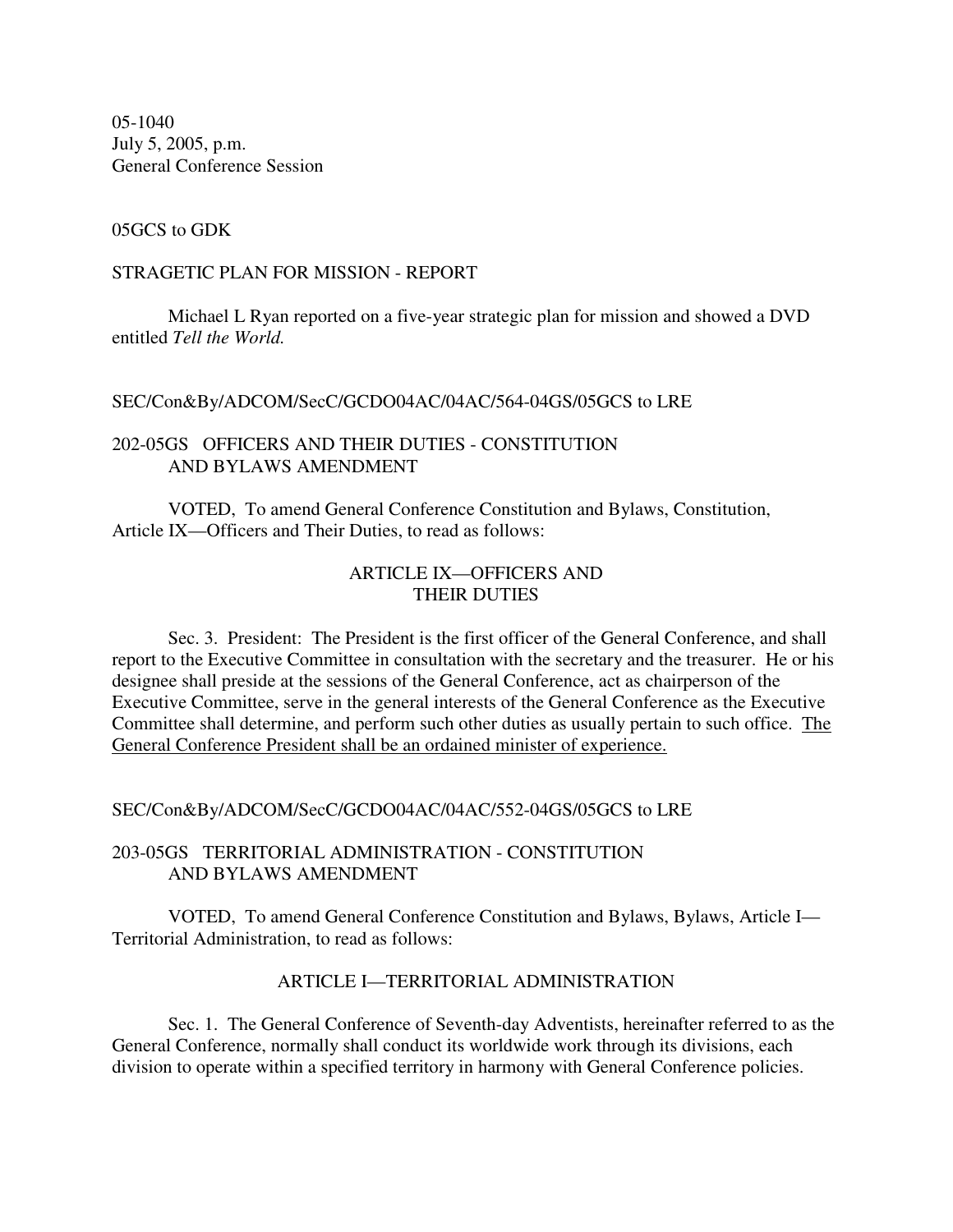05-1040
July 5, 2005, p.m.
General Conference Session

05GCS to GDK

STRAGETIC PLAN FOR MISSION - REPORT

Michael L Ryan reported on a five-year strategic plan for mission and showed a DVD entitled *Tell the World.*

SEC/Con&By/ADCOM/SecC/GCDO04AC/04AC/564-04GS/05GCS to LRE

202-05GS OFFICERS AND THEIR DUTIES - CONSTITUTION AND BYLAWS AMENDMENT

VOTED, To amend General Conference Constitution and Bylaws, Constitution, Article IX—Officers and Their Duties, to read as follows:

ARTICLE IX—OFFICERS AND THEIR DUTIES

Sec. 3. President: The President is the first officer of the General Conference, and shall report to the Executive Committee in consultation with the secretary and the treasurer. He or his designee shall preside at the sessions of the General Conference, act as chairperson of the Executive Committee, serve in the general interests of the General Conference as the Executive Committee shall determine, and perform such other duties as usually pertain to such office. <u>The General Conference President shall be an ordained minister of experience.</u>

SEC/Con&By/ADCOM/SecC/GCDO04AC/04AC/552-04GS/05GCS to LRE

203-05GS TERRITORIAL ADMINISTRATION - CONSTITUTION AND BYLAWS AMENDMENT

VOTED, To amend General Conference Constitution and Bylaws, Bylaws, Article I—Territorial Administration, to read as follows:

ARTICLE I—TERRITORIAL ADMINISTRATION

Sec. 1. The General Conference of Seventh-day Adventists, hereinafter referred to as the General Conference, normally shall conduct its worldwide work through its divisions, each division to operate within a specified territory in harmony with General Conference policies.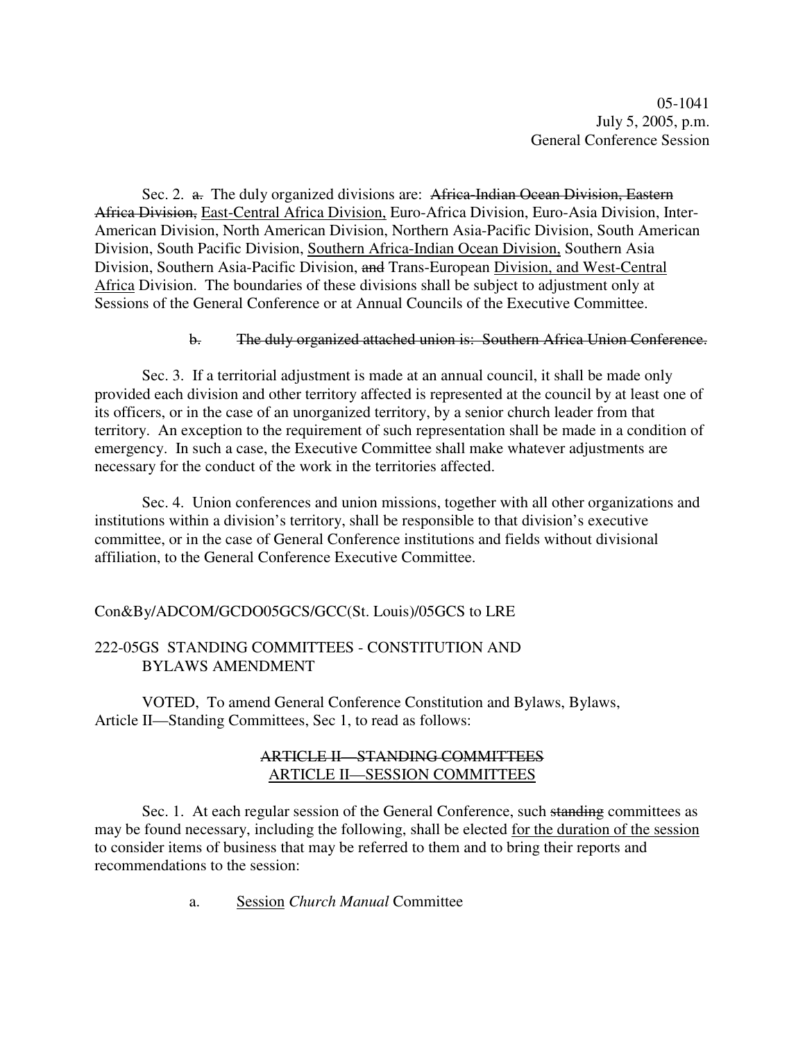05-1041
July 5, 2005, p.m.
General Conference Session

Sec. 2. ~~a.~~ The duly organized divisions are: ~~Africa-Indian Ocean Division, Eastern Africa Division,~~ <u>East-Central Africa Division,</u> Euro-Africa Division, Euro-Asia Division, Inter-American Division, North American Division, Northern Asia-Pacific Division, South American Division, South Pacific Division, <u>Southern Africa-Indian Ocean Division,</u> Southern Asia Division, Southern Asia-Pacific Division, ~~and~~ Trans-European <u>Division, and West-Central Africa</u> Division. The boundaries of these divisions shall be subject to adjustment only at Sessions of the General Conference or at Annual Councils of the Executive Committee.

~~b. The duly organized attached union is: Southern Africa Union Conference.~~

Sec. 3. If a territorial adjustment is made at an annual council, it shall be made only provided each division and other territory affected is represented at the council by at least one of its officers, or in the case of an unorganized territory, by a senior church leader from that territory. An exception to the requirement of such representation shall be made in a condition of emergency. In such a case, the Executive Committee shall make whatever adjustments are necessary for the conduct of the work in the territories affected.

Sec. 4. Union conferences and union missions, together with all other organizations and institutions within a division's territory, shall be responsible to that division's executive committee, or in the case of General Conference institutions and fields without divisional affiliation, to the General Conference Executive Committee.

Con&By/ADCOM/GCDO05GCS/GCC(St. Louis)/05GCS to LRE

222-05GS STANDING COMMITTEES - CONSTITUTION AND BYLAWS AMENDMENT

VOTED, To amend General Conference Constitution and Bylaws, Bylaws, Article II—Standing Committees, Sec 1, to read as follows:

~~ARTICLE II—STANDING COMMITTEES~~
<u>ARTICLE II—SESSION COMMITTEES</u>

Sec. 1. At each regular session of the General Conference, such ~~standing~~ committees as may be found necessary, including the following, shall be elected <u>for the duration of the session</u> to consider items of business that may be referred to them and to bring their reports and recommendations to the session:

a. <u>Session</u> *Church Manual* Committee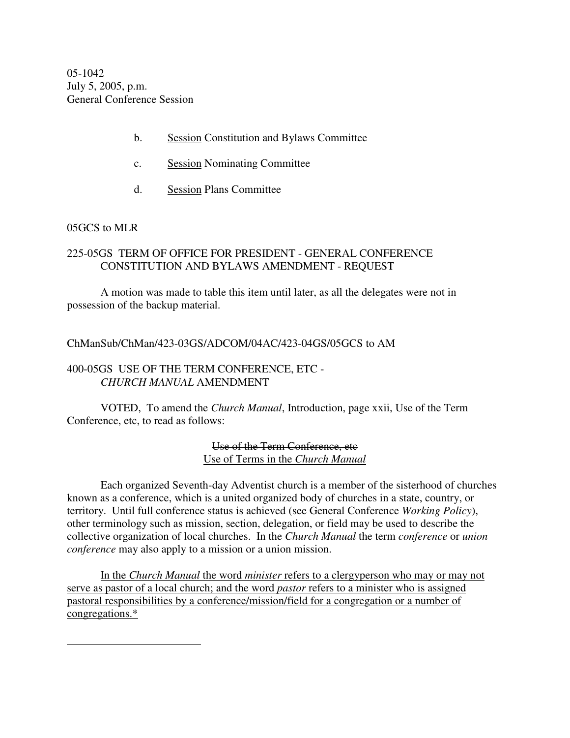05-1042
July 5, 2005, p.m.
General Conference Session

b. <u>Session</u> Constitution and Bylaws Committee

c. <u>Session</u> Nominating Committee

d. <u>Session</u> Plans Committee

05GCS to MLR

225-05GS TERM OF OFFICE FOR PRESIDENT - GENERAL CONFERENCE CONSTITUTION AND BYLAWS AMENDMENT - REQUEST

A motion was made to table this item until later, as all the delegates were not in possession of the backup material.

ChManSub/ChMan/423-03GS/ADCOM/04AC/423-04GS/05GCS to AM

400-05GS USE OF THE TERM CONFERENCE, ETC - *CHURCH MANUAL* AMENDMENT

VOTED, To amend the *Church Manual*, Introduction, page xxii, Use of the Term Conference, etc, to read as follows:

~~Use of the Term Conference, etc~~
<u>Use of Terms in the *Church Manual*</u>

Each organized Seventh-day Adventist church is a member of the sisterhood of churches known as a conference, which is a united organized body of churches in a state, country, or territory. Until full conference status is achieved (see General Conference *Working Policy*), other terminology such as mission, section, delegation, or field may be used to describe the collective organization of local churches. In the *Church Manual* the term *conference* or *union conference* may also apply to a mission or a union mission.

<u>In the *Church Manual* the word *minister* refers to a clergyperson who may or may not serve as pastor of a local church; and the word *pastor* refers to a minister who is assigned pastoral responsibilities by a conference/mission/field for a congregation or a number of congregations.*</u>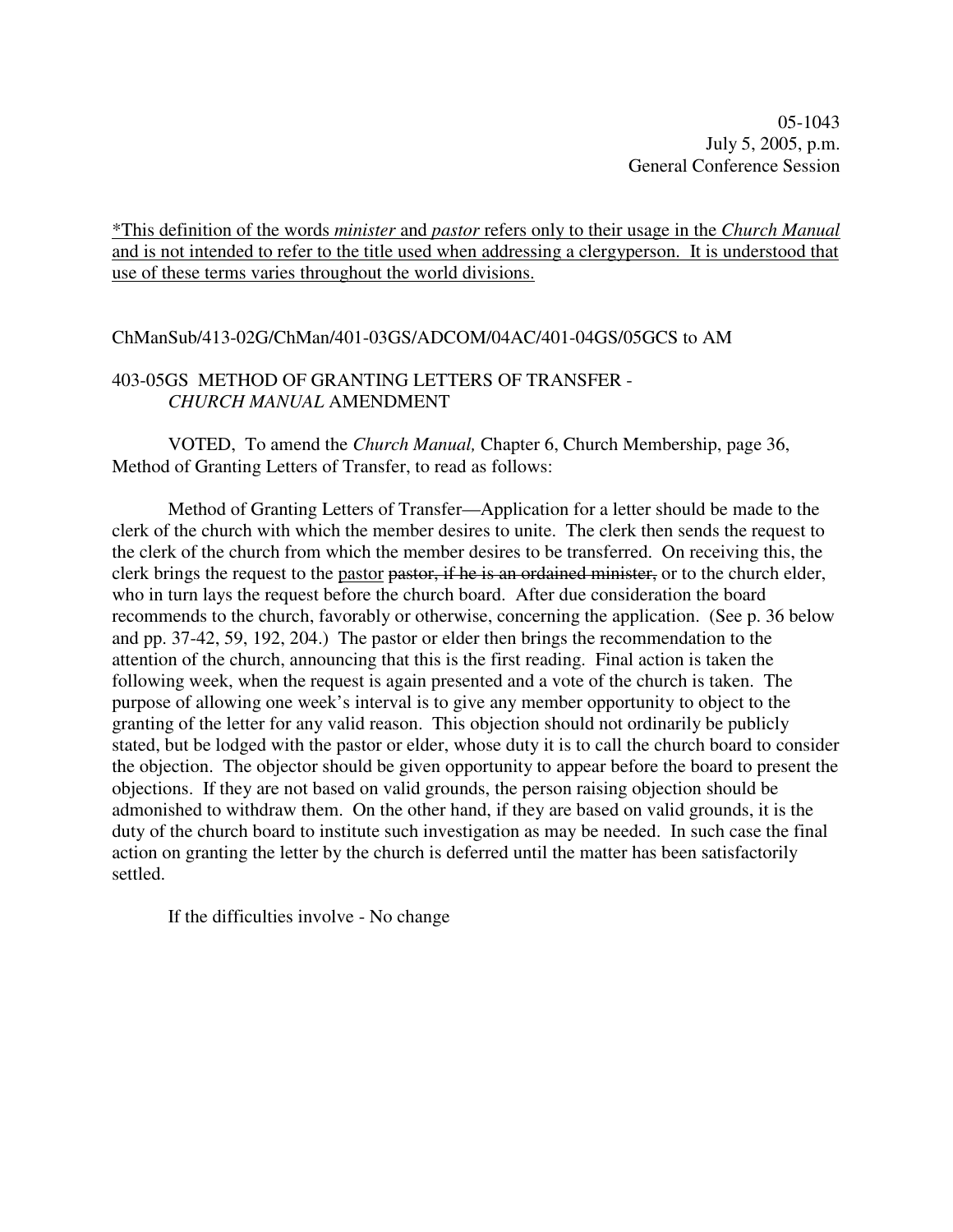05-1043
July 5, 2005, p.m.
General Conference Session

<u>*This definition of the words *minister* and *pastor* refers only to their usage in the *Church Manual* and is not intended to refer to the title used when addressing a clergyperson. It is understood that use of these terms varies throughout the world divisions.</u>

ChManSub/413-02G/ChMan/401-03GS/ADCOM/04AC/401-04GS/05GCS to AM

403-05GS METHOD OF GRANTING LETTERS OF TRANSFER - *CHURCH MANUAL* AMENDMENT

VOTED, To amend the *Church Manual,* Chapter 6, Church Membership, page 36, Method of Granting Letters of Transfer, to read as follows:

Method of Granting Letters of Transfer—Application for a letter should be made to the clerk of the church with which the member desires to unite. The clerk then sends the request to the clerk of the church from which the member desires to be transferred. On receiving this, the clerk brings the request to the <u>pastor</u> ~~pastor, if he is an ordained minister,~~ or to the church elder, who in turn lays the request before the church board. After due consideration the board recommends to the church, favorably or otherwise, concerning the application. (See p. 36 below and pp. 37-42, 59, 192, 204.) The pastor or elder then brings the recommendation to the attention of the church, announcing that this is the first reading. Final action is taken the following week, when the request is again presented and a vote of the church is taken. The purpose of allowing one week's interval is to give any member opportunity to object to the granting of the letter for any valid reason. This objection should not ordinarily be publicly stated, but be lodged with the pastor or elder, whose duty it is to call the church board to consider the objection. The objector should be given opportunity to appear before the board to present the objections. If they are not based on valid grounds, the person raising objection should be admonished to withdraw them. On the other hand, if they are based on valid grounds, it is the duty of the church board to institute such investigation as may be needed. In such case the final action on granting the letter by the church is deferred until the matter has been satisfactorily settled.

If the difficulties involve - No change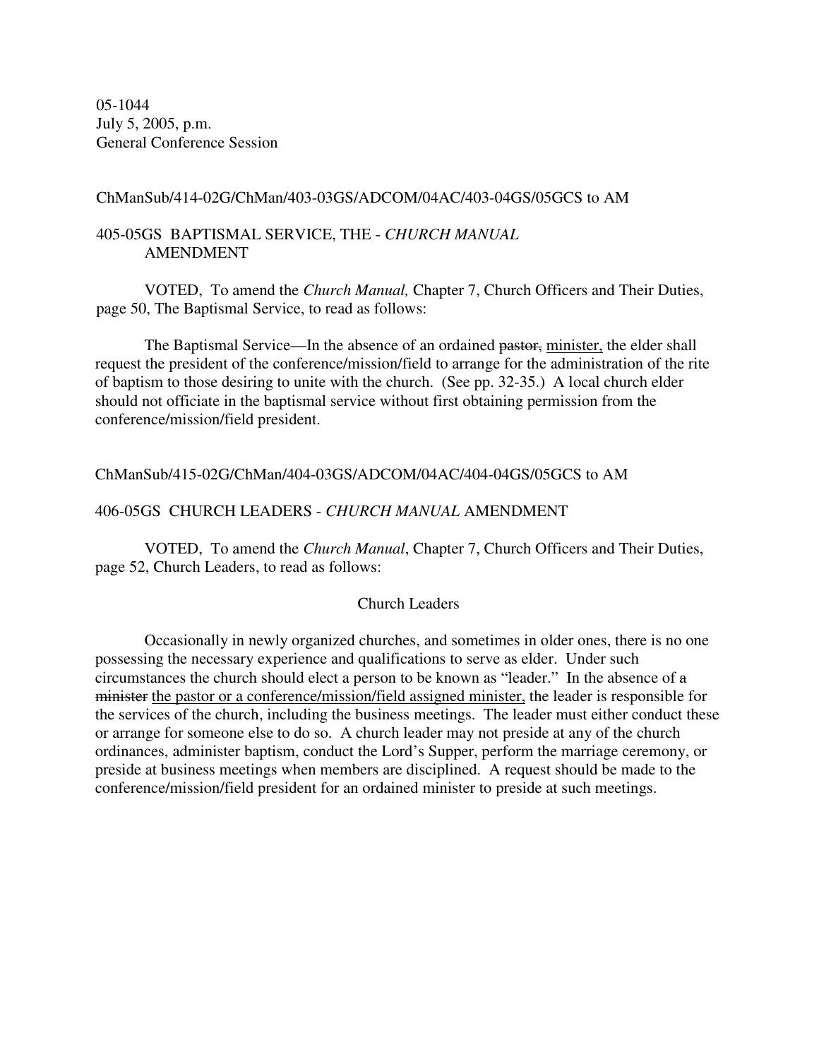05-1044
July 5, 2005, p.m.
General Conference Session

ChManSub/414-02G/ChMan/403-03GS/ADCOM/04AC/403-04GS/05GCS to AM

405-05GS BAPTISMAL SERVICE, THE - *CHURCH MANUAL* AMENDMENT

VOTED, To amend the *Church Manual,* Chapter 7, Church Officers and Their Duties, page 50, The Baptismal Service, to read as follows:

The Baptismal Service—In the absence of an ordained ~~pastor,~~ <u>minister,</u> the elder shall request the president of the conference/mission/field to arrange for the administration of the rite of baptism to those desiring to unite with the church. (See pp. 32-35.) A local church elder should not officiate in the baptismal service without first obtaining permission from the conference/mission/field president.

ChManSub/415-02G/ChMan/404-03GS/ADCOM/04AC/404-04GS/05GCS to AM

406-05GS CHURCH LEADERS - *CHURCH MANUAL* AMENDMENT

VOTED, To amend the *Church Manual*, Chapter 7, Church Officers and Their Duties, page 52, Church Leaders, to read as follows:

Church Leaders

Occasionally in newly organized churches, and sometimes in older ones, there is no one possessing the necessary experience and qualifications to serve as elder. Under such circumstances the church should elect a person to be known as "leader." In the absence of ~~a minister~~ <u>the pastor or a conference/mission/field assigned minister,</u> the leader is responsible for the services of the church, including the business meetings. The leader must either conduct these or arrange for someone else to do so. A church leader may not preside at any of the church ordinances, administer baptism, conduct the Lord's Supper, perform the marriage ceremony, or preside at business meetings when members are disciplined. A request should be made to the conference/mission/field president for an ordained minister to preside at such meetings.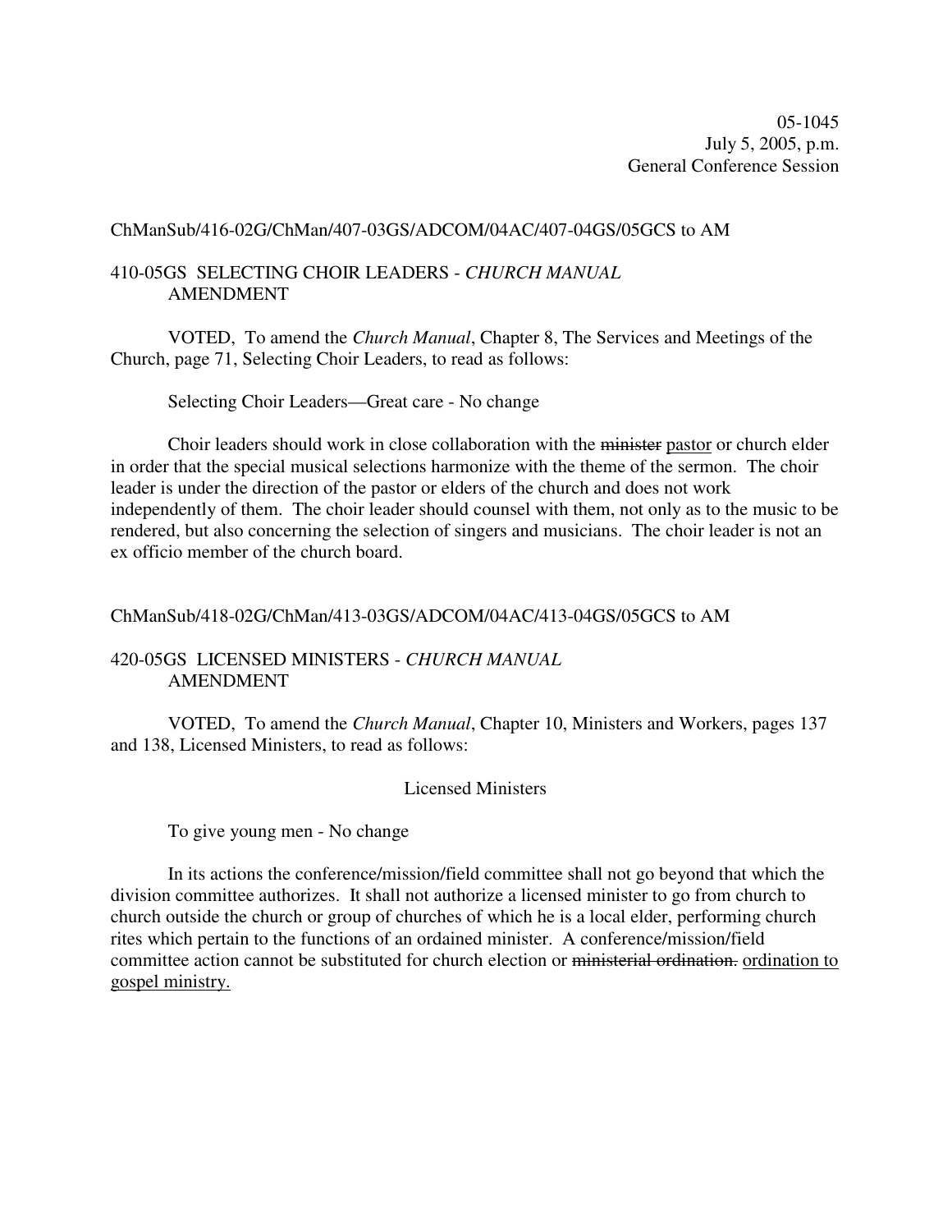05-1045
July 5, 2005, p.m.
General Conference Session

ChManSub/416-02G/ChMan/407-03GS/ADCOM/04AC/407-04GS/05GCS to AM

410-05GS SELECTING CHOIR LEADERS - *CHURCH MANUAL* AMENDMENT

VOTED, To amend the *Church Manual*, Chapter 8, The Services and Meetings of the Church, page 71, Selecting Choir Leaders, to read as follows:

Selecting Choir Leaders—Great care - No change

Choir leaders should work in close collaboration with the ~~minister~~ <u>pastor</u> or church elder in order that the special musical selections harmonize with the theme of the sermon. The choir leader is under the direction of the pastor or elders of the church and does not work independently of them. The choir leader should counsel with them, not only as to the music to be rendered, but also concerning the selection of singers and musicians. The choir leader is not an ex officio member of the church board.

ChManSub/418-02G/ChMan/413-03GS/ADCOM/04AC/413-04GS/05GCS to AM

420-05GS LICENSED MINISTERS - *CHURCH MANUAL* AMENDMENT

VOTED, To amend the *Church Manual*, Chapter 10, Ministers and Workers, pages 137 and 138, Licensed Ministers, to read as follows:

Licensed Ministers

To give young men - No change

In its actions the conference/mission/field committee shall not go beyond that which the division committee authorizes. It shall not authorize a licensed minister to go from church to church outside the church or group of churches of which he is a local elder, performing church rites which pertain to the functions of an ordained minister. A conference/mission/field committee action cannot be substituted for church election or ~~ministerial ordination.~~ <u>ordination to gospel ministry.</u>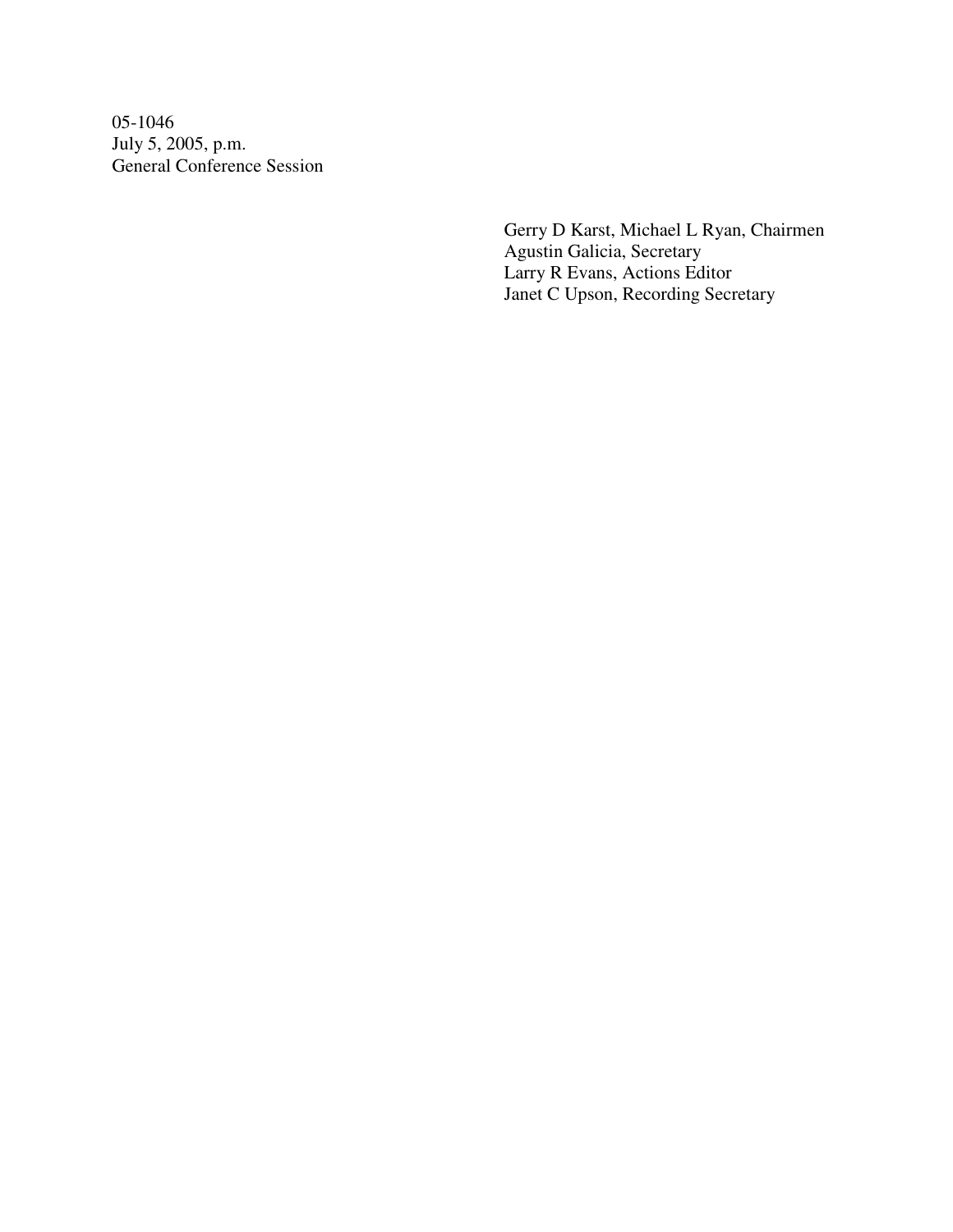05-1046
July 5, 2005, p.m.
General Conference Session

Gerry D Karst, Michael L Ryan, Chairmen
Agustin Galicia, Secretary
Larry R Evans, Actions Editor
Janet C Upson, Recording Secretary